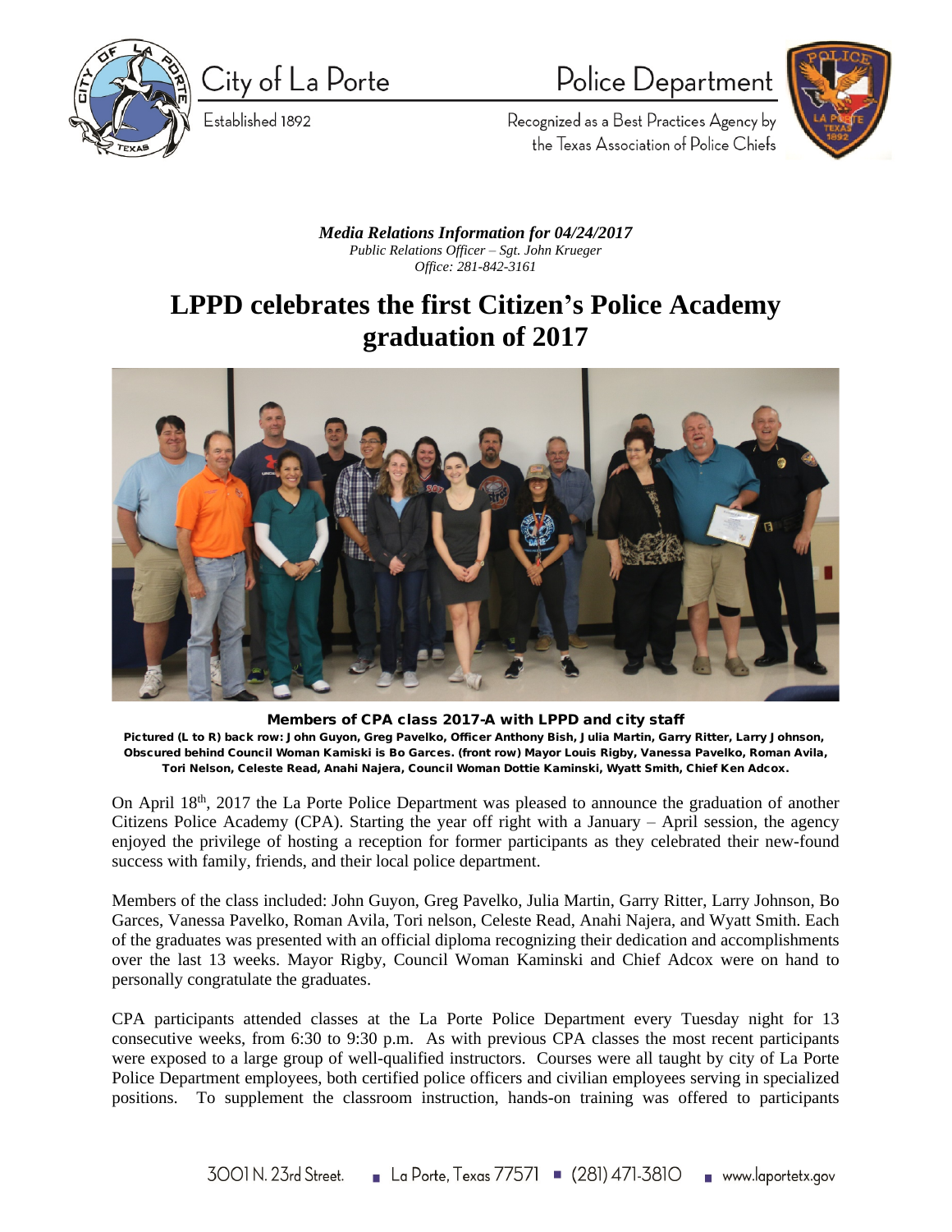City of La Porte

Established 1892

Police Department

Recognized as a Best Practices Agency by the Texas Association of Police Chiefs

***Media Relations Information for 04/24/2017***

*Public Relations Officer – Sgt. John Krueger*

*Office: 281-842-3161*

# LPPD celebrates the first Citizen's Police Academy graduation of 2017

**Members of CPA class 2017-A with LPPD and city staff**

**Pictured (L to R) back row: John Guyon, Greg Pavelko, Officer Anthony Bish, Julia Martin, Garry Ritter, Larry Johnson, Obscured behind Council Woman Kamiski is Bo Garces. (front row) Mayor Louis Rigby, Vanessa Pavelko, Roman Avila, Tori Nelson, Celeste Read, Anahi Najera, Council Woman Dottie Kaminski, Wyatt Smith, Chief Ken Adcox.**

On April 18th, 2017 the La Porte Police Department was pleased to announce the graduation of another Citizens Police Academy (CPA). Starting the year off right with a January – April session, the agency enjoyed the privilege of hosting a reception for former participants as they celebrated their new-found success with family, friends, and their local police department.

Members of the class included: John Guyon, Greg Pavelko, Julia Martin, Garry Ritter, Larry Johnson, Bo Garces, Vanessa Pavelko, Roman Avila, Tori nelson, Celeste Read, Anahi Najera, and Wyatt Smith. Each of the graduates was presented with an official diploma recognizing their dedication and accomplishments over the last 13 weeks. Mayor Rigby, Council Woman Kaminski and Chief Adcox were on hand to personally congratulate the graduates.

CPA participants attended classes at the La Porte Police Department every Tuesday night for 13 consecutive weeks, from 6:30 to 9:30 p.m. As with previous CPA classes the most recent participants were exposed to a large group of well-qualified instructors. Courses were all taught by city of La Porte Police Department employees, both certified police officers and civilian employees serving in specialized positions. To supplement the classroom instruction, hands-on training was offered to participants

3001 N. 23rd Street. ▪ La Porte, Texas 77571 ▪ (281) 471-3810 ▪ www.laportetx.gov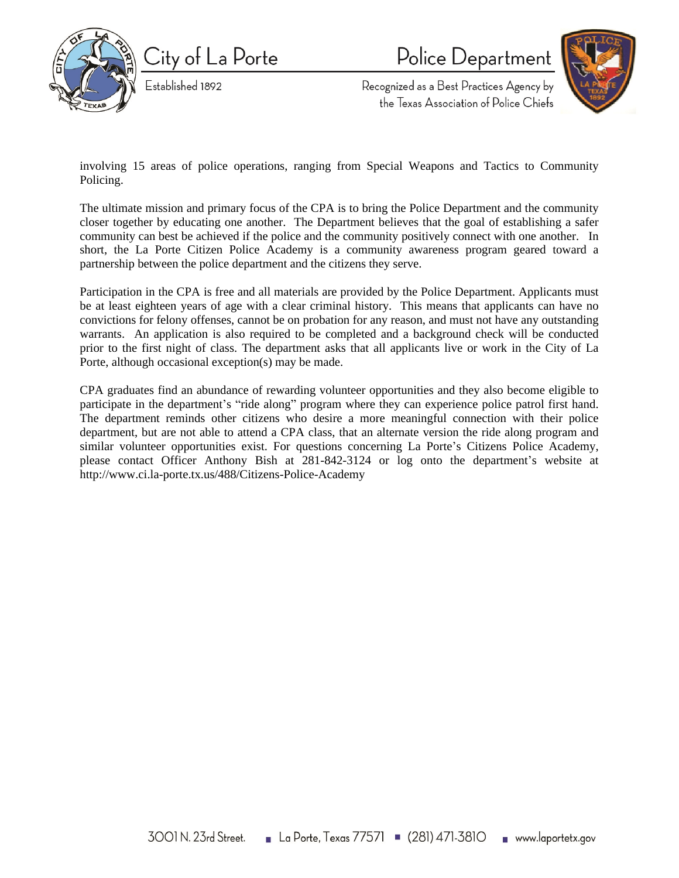involving 15 areas of police operations, ranging from Special Weapons and Tactics to Community Policing.

The ultimate mission and primary focus of the CPA is to bring the Police Department and the community closer together by educating one another. The Department believes that the goal of establishing a safer community can best be achieved if the police and the community positively connect with one another. In short, the La Porte Citizen Police Academy is a community awareness program geared toward a partnership between the police department and the citizens they serve.

Participation in the CPA is free and all materials are provided by the Police Department. Applicants must be at least eighteen years of age with a clear criminal history. This means that applicants can have no convictions for felony offenses, cannot be on probation for any reason, and must not have any outstanding warrants. An application is also required to be completed and a background check will be conducted prior to the first night of class. The department asks that all applicants live or work in the City of La Porte, although occasional exception(s) may be made.

CPA graduates find an abundance of rewarding volunteer opportunities and they also become eligible to participate in the department's "ride along" program where they can experience police patrol first hand. The department reminds other citizens who desire a more meaningful connection with their police department, but are not able to attend a CPA class, that an alternate version the ride along program and similar volunteer opportunities exist. For questions concerning La Porte's Citizens Police Academy, please contact Officer Anthony Bish at 281-842-3124 or log onto the department's website at http://www.ci.la-porte.tx.us/488/Citizens-Police-Academy